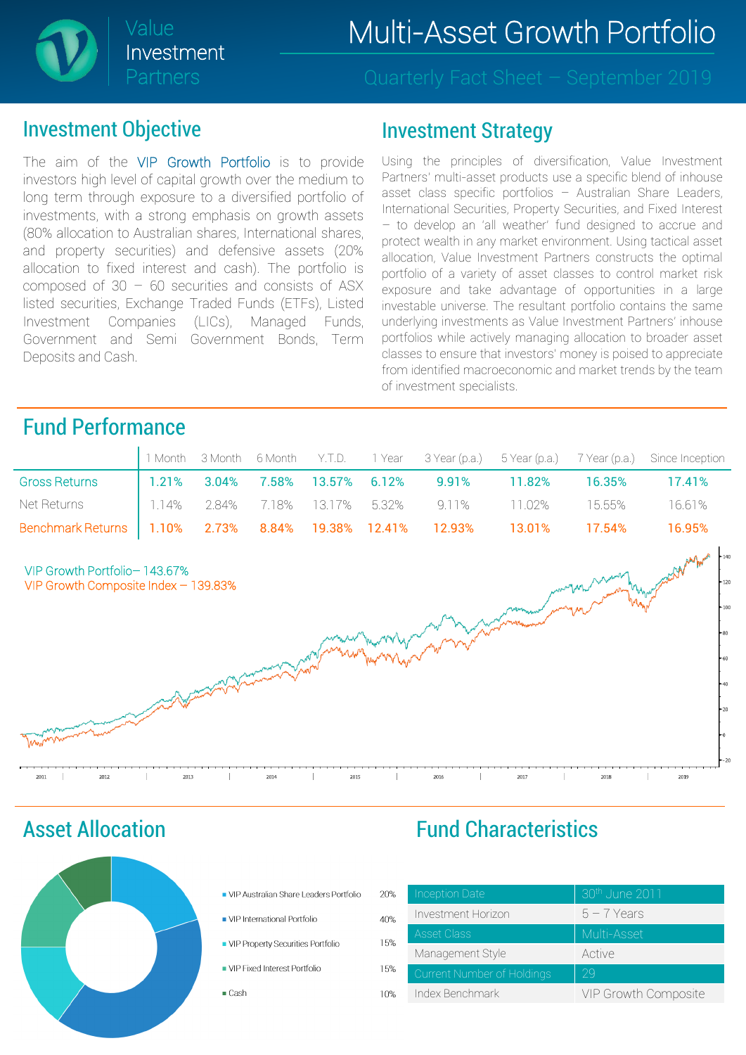Value Investment Partners

# Multi-Asset Growth Portfolio

Quarterly Fact Sheet – September 2019

## Investment Objective

The aim of the VIP Growth Portfolio is to provide investors high level of capital growth over the medium to long term through exposure to a diversified portfolio of investments, with a strong emphasis on growth assets (80% allocation to Australian shares, International shares, and property securities) and defensive assets (20% allocation to fixed interest and cash). The portfolio is composed of 30 – 60 securities and consists of ASX listed securities, Exchange Traded Funds (ETFs), Listed Investment Companies (LICs), Managed Funds, Government and Semi Government Bonds, Term Deposits and Cash.

## Investment Strategy

Using the principles of diversification, Value Investment Partners' multi-asset products use a specific blend of inhouse asset class specific portfolios – Australian Share Leaders, International Securities, Property Securities, and Fixed Interest – to develop an 'all weather' fund designed to accrue and protect wealth in any market environment. Using tactical asset allocation, Value Investment Partners constructs the optimal portfolio of a variety of asset classes to control market risk exposure and take advantage of opportunities in a large investable universe. The resultant portfolio contains the same underlying investments as Value Investment Partners' inhouse portfolios while actively managing allocation to broader asset classes to ensure that investors' money is poised to appreciate from identified macroeconomic and market trends by the team of investment specialists.

## Fund Performance

| | 1 Month | 3 Month | 6 Month | Y.T.D. | 1 Year | 3 Year (p.a.) | 5 Year (p.a.) | 7 Year (p.a.) | Since Inception |
|---|---|---|---|---|---|---|---|---|---|
| Gross Returns | 1.21% | 3.04% | 7.58% | 13.57% | 6.12% | 9.91% | 11.82% | 16.35% | 17.41% |
| Net Returns | 1.14% | 2.84% | 7.18% | 13.17% | 5.32% | 9.11% | 11.02% | 15.55% | 16.61% |
| Benchmark Returns | 1.10% | 2.73% | 8.84% | 19.38% | 12.41% | 12.93% | 13.01% | 17.54% | 16.95% |

VIP Growth Portfolio– 143.67%
VIP Growth Composite Index – 139.83%

## Asset Allocation

| Portfolio | Allocation |
|---|---|
| VIP Australian Share Leaders Portfolio | 20% |
| VIP International Portfolio | 40% |
| VIP Property Securities Portfolio | 15% |
| VIP Fixed Interest Portfolio | 15% |
| Cash | 10% |

## Fund Characteristics

| | |
|---|---|
| Inception Date | 30th June 2011 |
| Investment Horizon | 5 – 7 Years |
| Asset Class | Multi-Asset |
| Management Style | Active |
| Current Number of Holdings | 29 |
| Index Benchmark | VIP Growth Composite |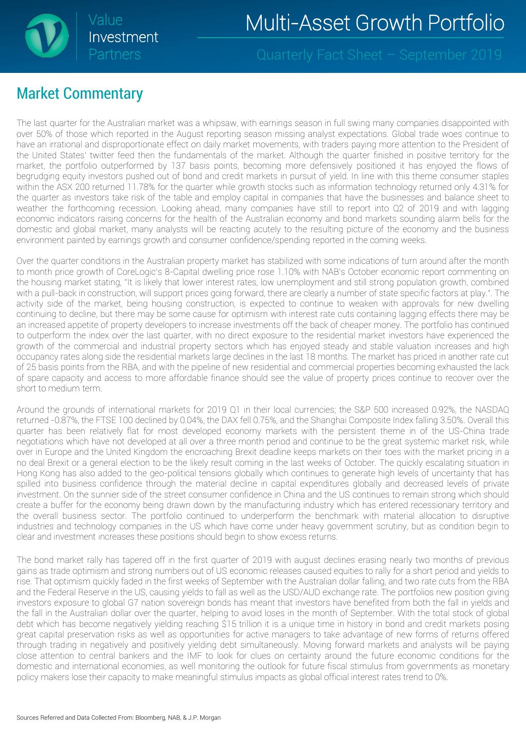## Market Commentary

The last quarter for the Australian market was a whipsaw, with earnings season in full swing many companies disappointed with over 50% of those which reported in the August reporting season missing analyst expectations. Global trade woes continue to have an irrational and disproportionate effect on daily market movements, with traders paying more attention to the President of the United States' twitter feed then the fundamentals of the market. Although the quarter finished in positive territory for the market, the portfolio outperformed by 137 basis points, becoming more defensively positioned it has enjoyed the flows of begrudging equity investors pushed out of bond and credit markets in pursuit of yield. In line with this theme consumer staples within the ASX 200 returned 11.78% for the quarter while growth stocks such as information technology returned only 4.31% for the quarter as investors take risk of the table and employ capital in companies that have the businesses and balance sheet to weather the forthcoming recession. Looking ahead, many companies have still to report into Q2 of 2019 and with lagging economic indicators raising concerns for the health of the Australian economy and bond markets sounding alarm bells for the domestic and global market, many analysts will be reacting acutely to the resulting picture of the economy and the business environment painted by earnings growth and consumer confidence/spending reported in the coming weeks.

Over the quarter conditions in the Australian property market has stabilized with some indications of turn around after the month to month price growth of CoreLogic's 8-Capital dwelling price rose 1.10% with NAB's October economic report commenting on the housing market stating, "It is likely that lower interest rates, low unemployment and still strong population growth, combined with a pull-back in construction, will support prices going forward, there are clearly a number of state specific factors at play.". The activity side of the market, being housing construction, is expected to continue to weaken with approvals for new dwelling continuing to decline, but there may be some cause for optimism with interest rate cuts containing lagging effects there may be an increased appetite of property developers to increase investments off the back of cheaper money. The portfolio has continued to outperform the index over the last quarter, with no direct exposure to the residential market investors have experienced the growth of the commercial and industrial property sectors which has enjoyed steady and stable valuation increases and high occupancy rates along side the residential markets large declines in the last 18 months. The market has priced in another rate cut of 25 basis points from the RBA, and with the pipeline of new residential and commercial properties becoming exhausted the lack of spare capacity and access to more affordable finance should see the value of property prices continue to recover over the short to medium term.

Around the grounds of international markets for 2019 Q1 in their local currencies; the S&P 500 increased 0.92%, the NASDAQ returned -0.87%, the FTSE 100 declined by 0.04%, the DAX fell 0.75%, and the Shanghai Composite Index falling 3.50%. Overall this quarter has been relatively flat for most developed economy markets with the persistent theme in of the US-China trade negotiations which have not developed at all over a three month period and continue to be the great systemic market risk, while over in Europe and the United Kingdom the encroaching Brexit deadline keeps markets on their toes with the market pricing in a no deal Brexit or a general election to be the likely result coming in the last weeks of October. The quickly escalating situation in Hong Kong has also added to the geo-political tensions globally which continues to generate high levels of uncertainty that has spilled into business confidence through the material decline in capital expenditures globally and decreased levels of private investment. On the sunnier side of the street consumer confidence in China and the US continues to remain strong which should create a buffer for the economy being drawn down by the manufacturing industry which has entered recessionary territory and the overall business sector. The portfolio continued to underperform the benchmark with material allocation to disruptive industries and technology companies in the US which have come under heavy government scrutiny, but as condition begin to clear and investment increases these positions should begin to show excess returns.

The bond market rally has tapered off in the first quarter of 2019 with august declines erasing nearly two months of previous gains as trade optimism and strong numbers out of US economic releases caused equities to rally for a short period and yields to rise. That optimism quickly faded in the first weeks of September with the Australian dollar falling, and two rate cuts from the RBA and the Federal Reserve in the US, causing yields to fall as well as the USD/AUD exchange rate. The portfolios new position giving investors exposure to global G7 nation sovereign bonds has meant that investors have benefited from both the fall in yields and the fall in the Australian dollar over the quarter, helping to avoid loses in the month of September. With the total stock of global debt which has become negatively yielding reaching $15 trillion it is a unique time in history in bond and credit markets posing great capital preservation risks as well as opportunities for active managers to take advantage of new forms of returns offered through trading in negatively and positively yielding debt simultaneously. Moving forward markets and analysts will be paying close attention to central bankers and the IMF to look for clues on certainty around the future economic conditions for the domestic and international economies, as well monitoring the outlook for future fiscal stimulus from governments as monetary policy makers lose their capacity to make meaningful stimulus impacts as global official interest rates trend to 0%.

Sources Referred and Data Collected From: Bloomberg, NAB, & J.P. Morgan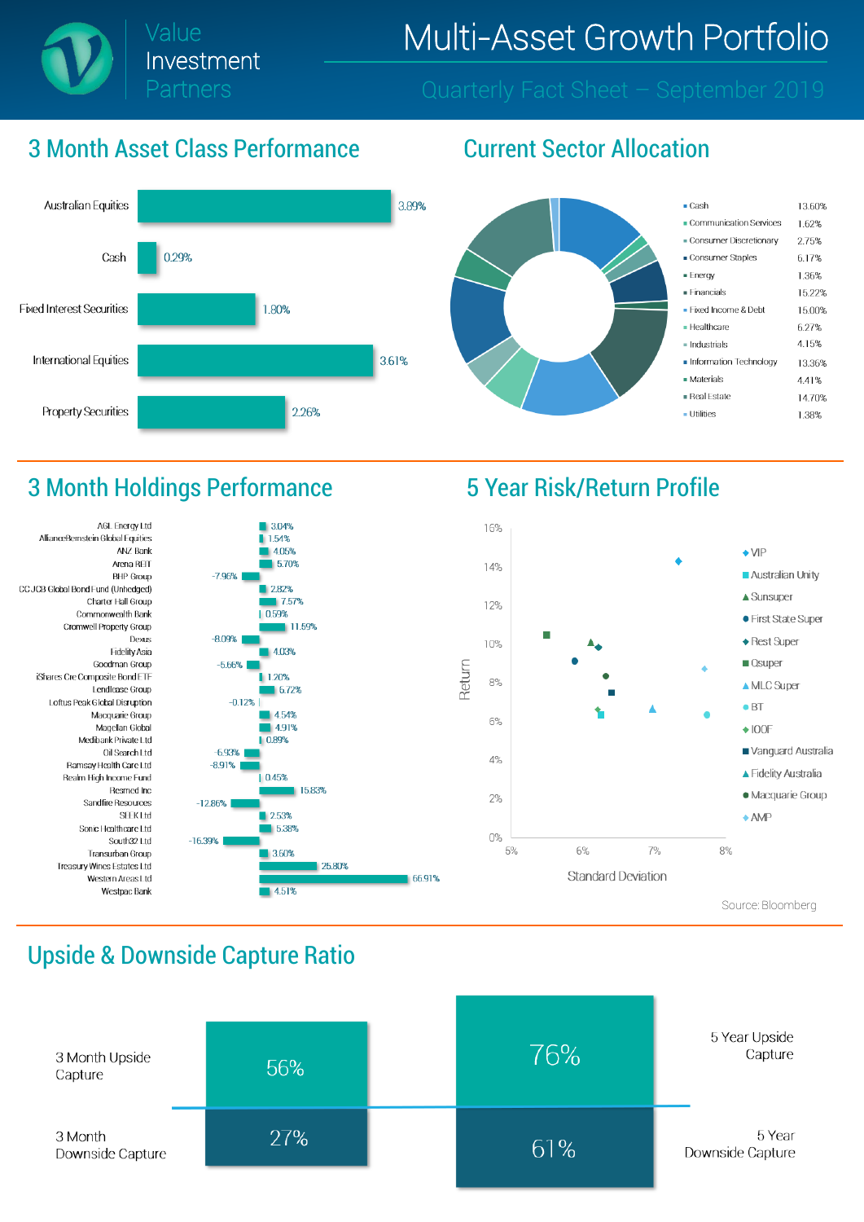# Value Investment Partners

# Multi-Asset Growth Portfolio

Quarterly Fact Sheet – September 2019

## 3 Month Asset Class Performance

| Asset Class | Performance |
|---|---|
| Australian Equities | 3.89% |
| Cash | 0.29% |
| Fixed Interest Securities | 1.80% |
| International Equities | 3.61% |
| Property Securities | 2.26% |

## Current Sector Allocation

| Sector | Allocation |
|---|---|
| Cash | 13.60% |
| Communication Services | 1.62% |
| Consumer Discretionary | 2.75% |
| Consumer Staples | 6.17% |
| Energy | 1.36% |
| Financials | 15.22% |
| Fixed Income & Debt | 15.00% |
| Healthcare | 6.27% |
| Industrials | 4.15% |
| Information Technology | 13.36% |
| Materials | 4.41% |
| Real Estate | 14.70% |
| Utilities | 1.38% |

## 3 Month Holdings Performance

| Holding | Performance |
|---|---|
| AGL Energy Ltd | 3.04% |
| AllianceBernstein Global Equities | 1.54% |
| ANZ Bank | 4.05% |
| Arena REIT | 5.70% |
| BHP Group | -7.96% |
| CC JCB Global Bond Fund (Unhedged) | 2.82% |
| Charter Hall Group | 7.57% |
| Commonwealth Bank | 0.50% |
| Cromwell Property Group | 11.59% |
| Dexus | -8.09% |
| Fidelity Asia | 4.03% |
| Goodman Group | -5.66% |
| iShares Core Composite Bond ETF | 1.20% |
| Lendlease Group | 6.72% |
| Loftus Peak Global Disruption | -0.12% |
| Macquarie Group | 4.54% |
| Magellan Global | 4.91% |
| Medibank Private Ltd | 0.89% |
| Oil Search Ltd | -6.93% |
| Ramsay Health Care Ltd | -8.91% |
| Realm High Income Fund | 0.45% |
| Resmed Inc | 15.83% |
| Sandfire Resources | -12.86% |
| SEEK Ltd | 2.53% |
| Sonic Healthcare Ltd | 5.38% |
| South32 Ltd | -16.39% |
| Transurban Group | 3.60% |
| Treasury Wines Estates Ltd | 25.80% |
| Western Areas Ltd | 66.91% |
| Westpac Bank | 4.51% |

## 5 Year Risk/Return Profile

Legend: VIP, Australian Unity, Sunsuper, First State Super, Rest Super, Qsuper, MLC Super, BT, IOOF, Vanguard Australia, Fidelity Australia, Macquarie Group, AMP

Axes: Return (0%–16%); Standard Deviation (5%–8%)

Source: Bloomberg

## Upside & Downside Capture Ratio

| | 3 Month | 5 Year |
|---|---|---|
| Upside Capture | 56% | 76% |
| Downside Capture | 27% | 61% |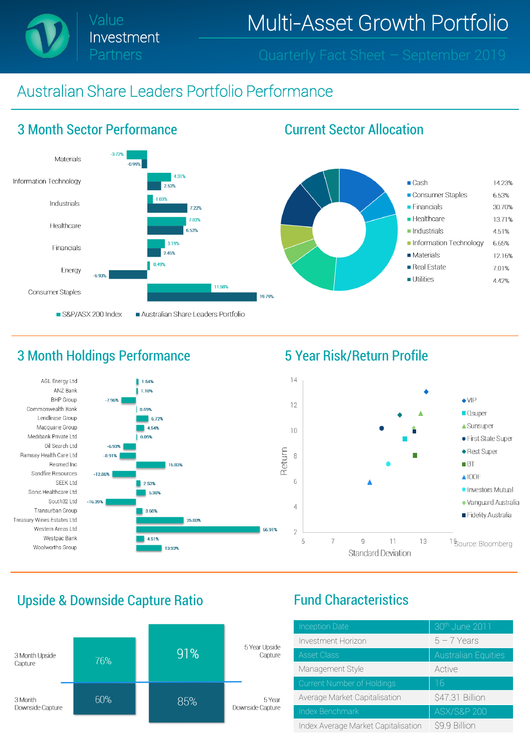# Multi-Asset Growth Portfolio

Value Investment Partners

Quarterly Fact Sheet – September 2019

## Australian Share Leaders Portfolio Performance

### 3 Month Sector Performance

| Sector | S&P/ASX 200 Index | Australian Share Leaders Portfolio |
|---|---|---|
| Materials | -3.72% | -0.99% |
| Information Technology | 4.31% | 2.53% |
| Industrials | 1.03% | 7.22% |
| Healthcare | 7.03% | 6.53% |
| Financials | 3.19% | 2.45% |
| Energy | 0.49% | -6.93% |
| Consumer Staples | 11.58% | 19.79% |

### Current Sector Allocation

| Sector | Allocation |
|---|---|
| Cash | 14.23% |
| Consumer Staples | 6.53% |
| Financials | 30.70% |
| Healthcare | 13.71% |
| Industrials | 4.51% |
| Information Technology | 6.65% |
| Materials | 12.16% |
| Real Estate | 7.01% |
| Utilities | 4.42% |

### 3 Month Holdings Performance

| Holding | Performance |
|---|---|
| AGL Energy Ltd | 1.54% |
| ANZ Bank | 1.10% |
| BHP Group | -7.96% |
| Commonwealth Bank | 0.59% |
| Lendlease Group | 6.72% |
| Macquarie Group | 4.54% |
| Medibank Private Ltd | 0.09% |
| Oil Search Ltd | -6.93% |
| Ramsay Health Care Ltd | -8.91% |
| Resmed Inc | 15.83% |
| Sandfire Resources | -12.86% |
| SEEK Ltd | 2.53% |
| Sonic Healthcare Ltd | 5.38% |
| South32 Ltd | -16.39% |
| Transurban Group | 3.60% |
| Treasury Wines Estates Ltd | 25.80% |
| Western Areas Ltd | 66.91% |
| Westpac Bank | 4.51% |
| Woolworths Group | 13.93% |

### 5 Year Risk/Return Profile

Scatter chart of Return (y-axis, 2–14) vs Standard Deviation (x-axis, 5–15) for: VIP, Qsuper, Sunsuper, First State Super, Rest Super, BT, IOOF, Investors Mutual, Vanguard Australia, Fidelity Australia.

Source: Bloomberg

### Upside & Downside Capture Ratio

| | 3 Month | 5 Year |
|---|---|---|
| Upside Capture | 76% | 91% |
| Downside Capture | 60% | 85% |

### Fund Characteristics

| | |
|---|---|
| Inception Date | 30th June 2011 |
| Investment Horizon | 5 – 7 Years |
| Asset Class | Australian Equities |
| Management Style | Active |
| Current Number of Holdings | 16 |
| Average Market Capitalisation | $47.31 Billion |
| Index Benchmark | ASX/S&P 200 |
| Index Average Market Capitalisation | $9.9 Billion |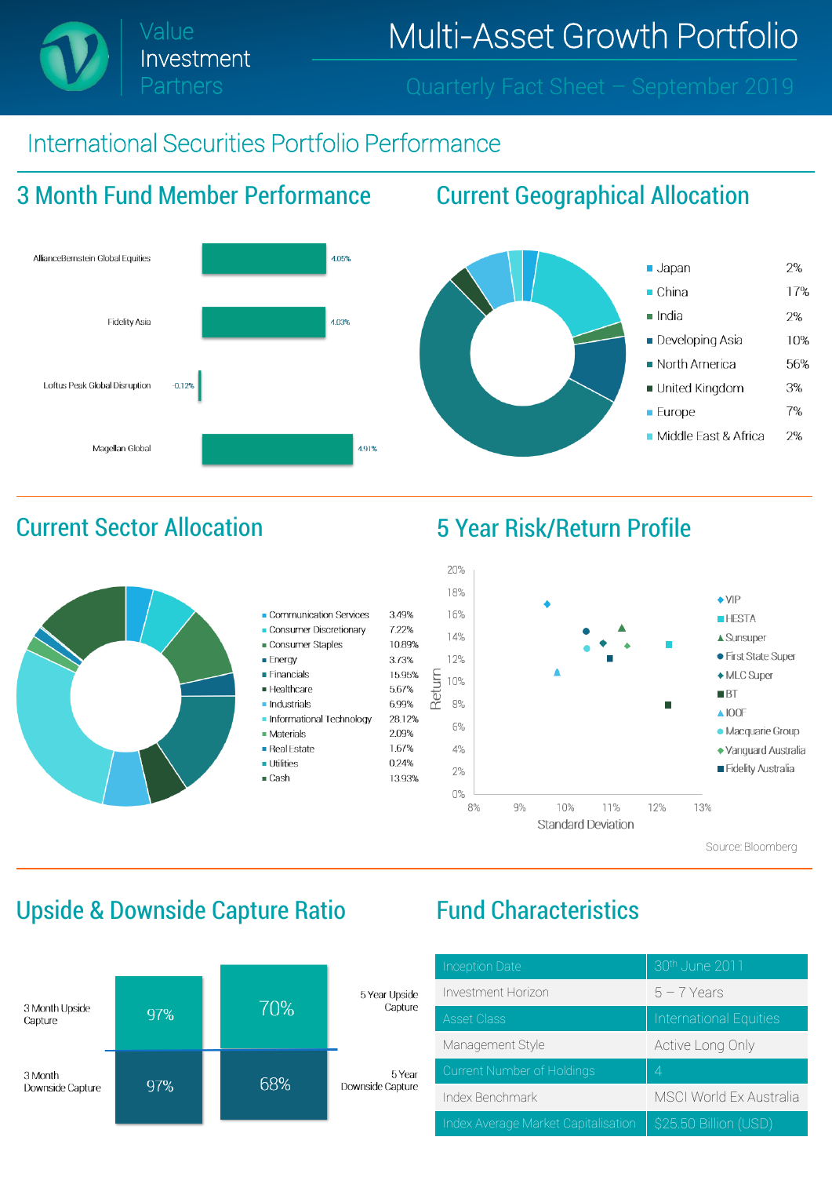# Multi-Asset Growth Portfolio

Value Investment Partners

Quarterly Fact Sheet – September 2019

## International Securities Portfolio Performance

### 3 Month Fund Member Performance

| Fund | Performance |
|---|---|
| AllianceBernstein Global Equities | 4.05% |
| Fidelity Asia | 4.03% |
| Loftus Peak Global Disruption | -0.12% |
| Magellan Global | 4.91% |

### Current Geographical Allocation

| Region | Allocation |
|---|---|
| Japan | 2% |
| China | 17% |
| India | 2% |
| Developing Asia | 10% |
| North America | 56% |
| United Kingdom | 3% |
| Europe | 7% |
| Middle East & Africa | 2% |

### Current Sector Allocation

| Sector | Allocation |
|---|---|
| Communication Services | 3.49% |
| Consumer Discretionary | 7.22% |
| Consumer Staples | 10.89% |
| Energy | 3.73% |
| Financials | 15.95% |
| Healthcare | 5.67% |
| Industrials | 6.99% |
| Informational Technology | 28.12% |
| Materials | 2.09% |
| Real Estate | 1.67% |
| Utilities | 0.24% |
| Cash | 13.93% |

### 5 Year Risk/Return Profile

Return (0%–20%) vs Standard Deviation (8%–13%)

Legend: VIP, HESTA, Sunsuper, First State Super, MLC Super, BT, IOOF, Macquarie Group, Vanguard Australia, Fidelity Australia

Source: Bloomberg

### Upside & Downside Capture Ratio

| | 3 Month | 5 Year |
|---|---|---|
| Upside Capture | 97% | 70% |
| Downside Capture | 97% | 68% |

### Fund Characteristics

| | |
|---|---|
| Inception Date | 30th June 2011 |
| Investment Horizon | 5 – 7 Years |
| Asset Class | International Equities |
| Management Style | Active Long Only |
| Current Number of Holdings | 4 |
| Index Benchmark | MSCI World Ex Australia |
| Index Average Market Capitalisation | $25.50 Billion (USD) |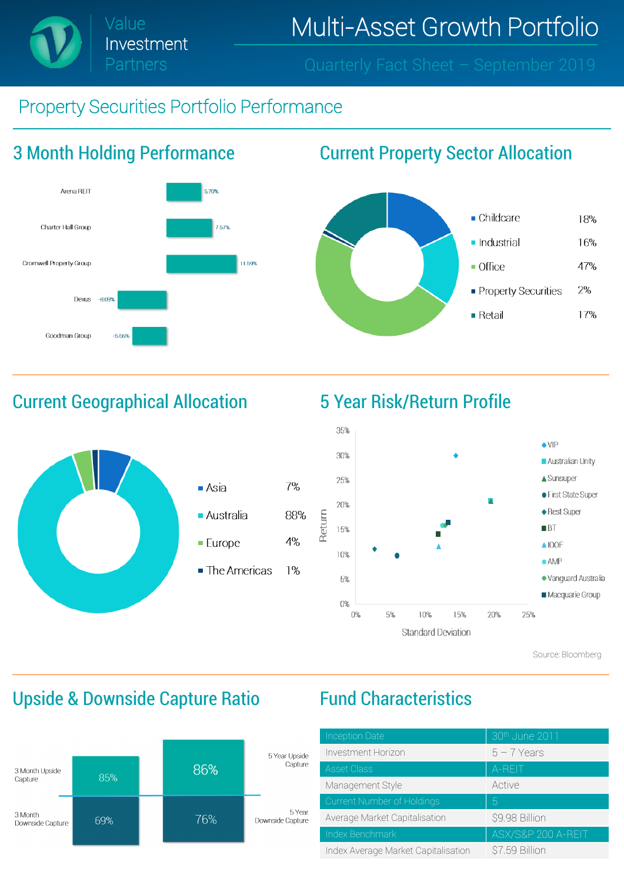# Multi-Asset Growth Portfolio

Value Investment Partners

Quarterly Fact Sheet – September 2019

## Property Securities Portfolio Performance

### 3 Month Holding Performance

| Holding | Performance |
|---|---|
| Arena REIT | 5.70% |
| Charter Hall Group | 7.57% |
| Cromwell Property Group | 11.59% |
| Dexus | -8.09% |
| Goodman Group | -5.66% |

### Current Property Sector Allocation

| Sector | Allocation |
|---|---|
| Childcare | 18% |
| Industrial | 16% |
| Office | 47% |
| Property Securities | 2% |
| Retail | 17% |

### Current Geographical Allocation

| Region | Allocation |
|---|---|
| Asia | 7% |
| Australia | 88% |
| Europe | 4% |
| The Americas | 1% |

### 5 Year Risk/Return Profile

Chart axes: Return (0%–35%) vs Standard Deviation (0%–25%)

Legend: VIP, Australian Unity, Sunsuper, First State Super, Rest Super, BT, IOOF, AMP, Vanguard Australia, Macquarie Group

Source: Bloomberg

### Upside & Downside Capture Ratio

| | 3 Month | 5 Year |
|---|---|---|
| Upside Capture | 85% | 86% |
| Downside Capture | 69% | 76% |

### Fund Characteristics

| Characteristic | Value |
|---|---|
| Inception Date | 30th June 2011 |
| Investment Horizon | 5 – 7 Years |
| Asset Class | A-REIT |
| Management Style | Active |
| Current Number of Holdings | 5 |
| Average Market Capitalisation | $9.98 Billion |
| Index Benchmark | ASX/S&P 200 A-REIT |
| Index Average Market Capitalisation | $7.59 Billion |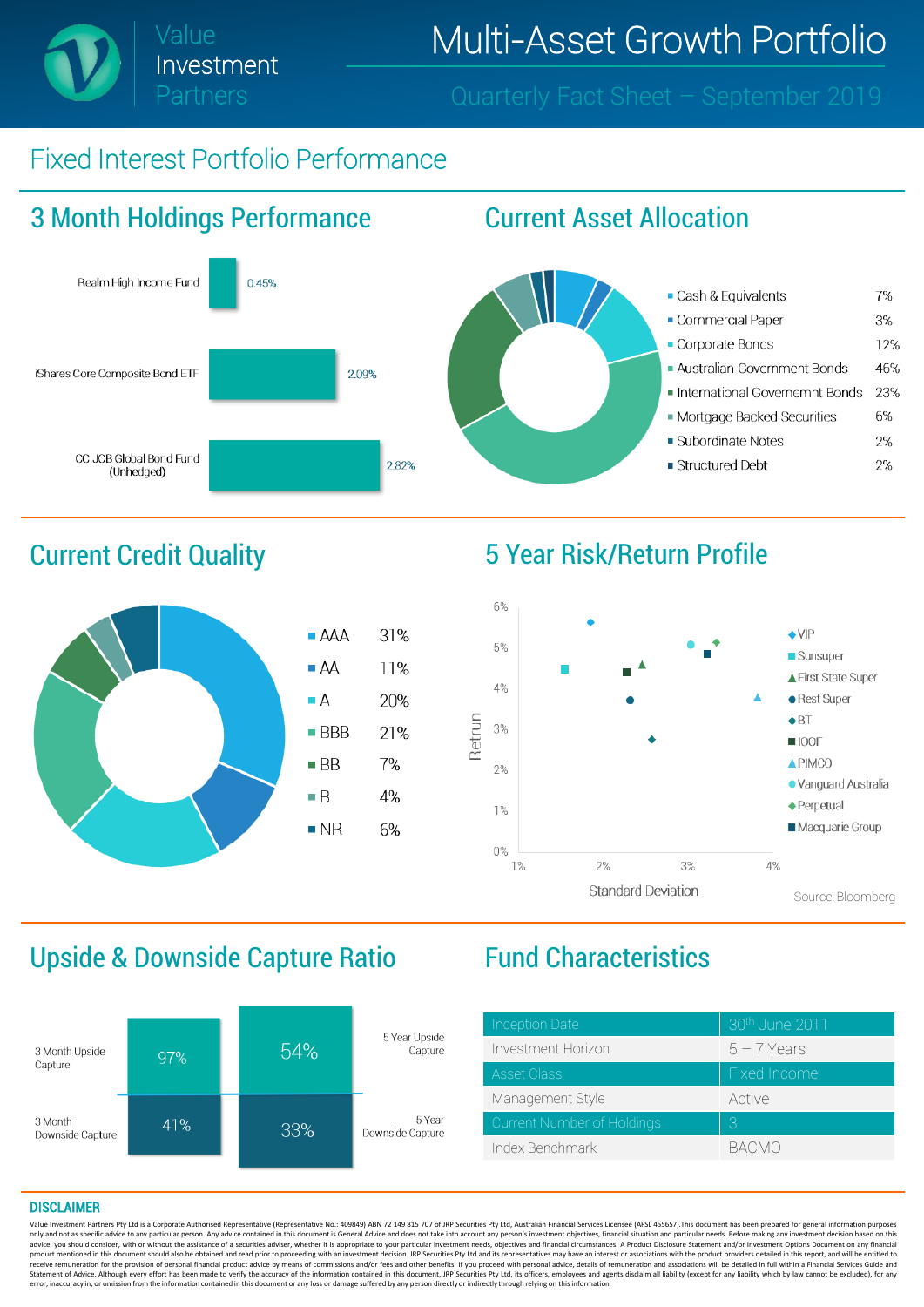Value Investment Partners

# Multi-Asset Growth Portfolio

Quarterly Fact Sheet – September 2019

## Fixed Interest Portfolio Performance

### 3 Month Holdings Performance

Realm High Income Fund
0.45%

iShares Core Composite Bond ETF
2.09%

CC JCB Global Bond Fund (Unhedged)
2.82%

### Current Asset Allocation

Cash & Equivalents 7%
Commercial Paper 3%
Corporate Bonds 12%
Australian Government Bonds 46%
International Governemnt Bonds 23%
Mortgage Backed Securities 6%
Subordinate Notes 2%
Structured Debt 2%

### Current Credit Quality

AAA 31%
AA 11%
A 20%
BBB 21%
BB 7%
B 4%
NR 6%

### 5 Year Risk/Return Profile

Retrun
6%
5%
4%
3%
2%
1%
0%

1%
2%
3%
4%

Standard Deviation

VIP
Sunsuper
First State Super
Rest Super
BT
IOOF
PIMCO
Vanguard Australia
Perpetual
Macquarie Group

Source: Bloomberg

### Upside & Downside Capture Ratio

3 Month Upside Capture 97%
3 Month Downside Capture 41%
5 Year Upside Capture 54%
5 Year Downside Capture 33%

### Fund Characteristics

| | |
|---|---|
| Inception Date | 30th June 2011 |
| Investment Horizon | 5 – 7 Years |
| Asset Class | Fixed Income |
| Management Style | Active |
| Current Number of Holdings | 3 |
| Index Benchmark | BACMO |

### DISCLAIMER

Value Investment Partners Pty Ltd is a Corporate Authorised Representative (Representative No.: 409849) ABN 72 149 815 707 of JRP Securities Pty Ltd, Australian Financial Services Licensee (AFSL 455657).This document has been prepared for general information purposes only and not as specific advice to any particular person. Any advice contained in this document is General Advice and does not take into account any person's investment objectives, financial situation and particular needs. Before making any investment decision based on this advice, you should consider, with or without the assistance of a securities adviser, whether it is appropriate to your particular investment needs, objectives and financial circumstances. A Product Disclosure Statement and/or Investment Options Document on any financial product mentioned in this document should also be obtained and read prior to proceeding with an investment decision. JRP Securities Pty Ltd and its representatives may have an interest or associations with the product providers detailed in this report, and will be entitled to receive remuneration for the provision of personal financial product advice by means of commissions and/or fees and other benefits. If you proceed with personal advice, details of remuneration and associations will be detailed in full within a Financial Services Guide and Statement of Advice. Although every effort has been made to verify the accuracy of the information contained in this document, JRP Securities Pty Ltd, its officers, employees and agents disclaim all liability (except for any liability which by law cannot be excluded), for any error, inaccuracy in, or omission from the information contained in this document or any loss or damage suffered by any person directly or indirectly through relying on this information.